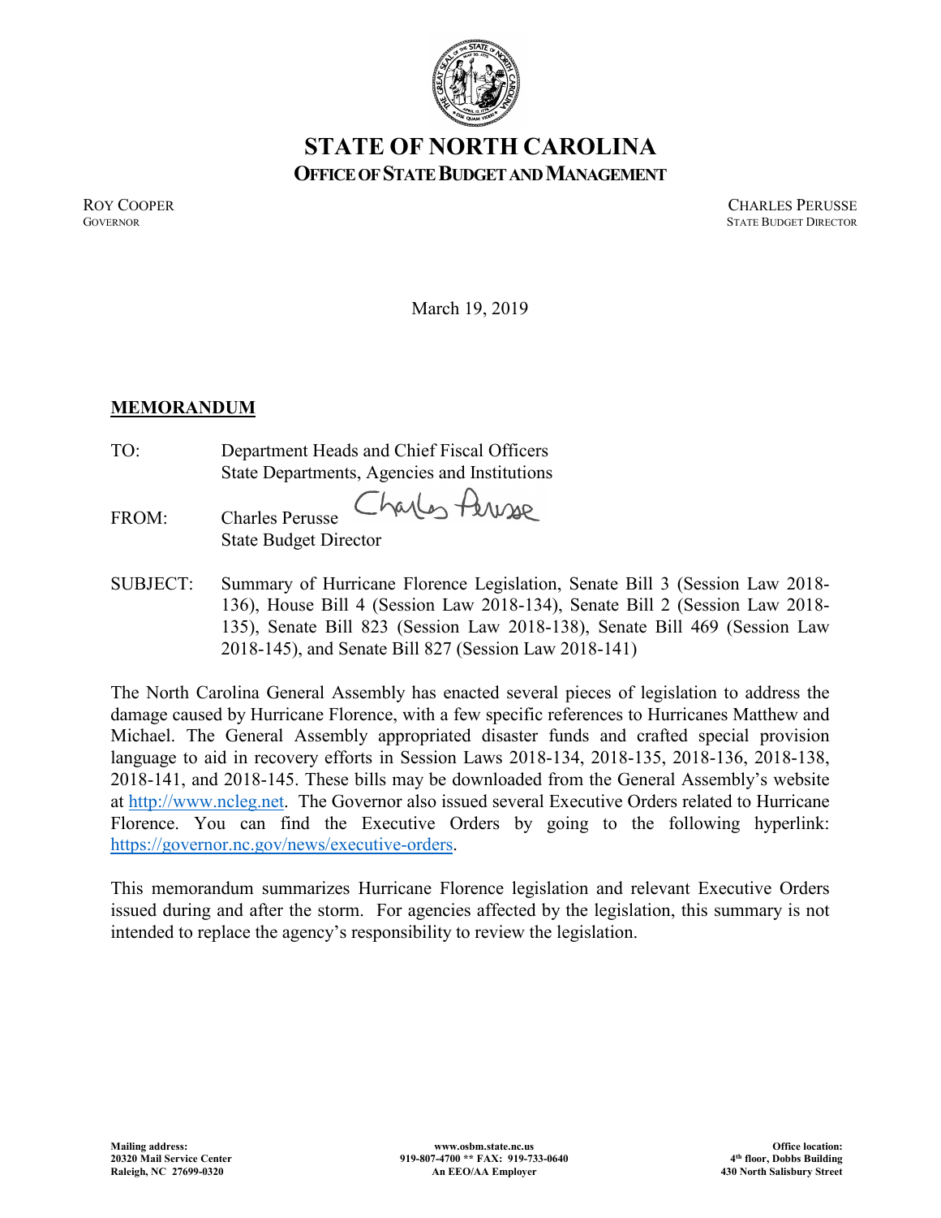# STATE OF NORTH CAROLINA
## OFFICE OF STATE BUDGET AND MANAGEMENT

ROY COOPER
GOVERNOR

CHARLES PERUSSE
STATE BUDGET DIRECTOR

March 19, 2019

**MEMORANDUM**

TO: Department Heads and Chief Fiscal Officers
State Departments, Agencies and Institutions

FROM: Charles Perusse
State Budget Director

SUBJECT: Summary of Hurricane Florence Legislation, Senate Bill 3 (Session Law 2018-136), House Bill 4 (Session Law 2018-134), Senate Bill 2 (Session Law 2018-135), Senate Bill 823 (Session Law 2018-138), Senate Bill 469 (Session Law 2018-145), and Senate Bill 827 (Session Law 2018-141)

The North Carolina General Assembly has enacted several pieces of legislation to address the damage caused by Hurricane Florence, with a few specific references to Hurricanes Matthew and Michael. The General Assembly appropriated disaster funds and crafted special provision language to aid in recovery efforts in Session Laws 2018-134, 2018-135, 2018-136, 2018-138, 2018-141, and 2018-145. These bills may be downloaded from the General Assembly's website at http://www.ncleg.net. The Governor also issued several Executive Orders related to Hurricane Florence. You can find the Executive Orders by going to the following hyperlink: https://governor.nc.gov/news/executive-orders.

This memorandum summarizes Hurricane Florence legislation and relevant Executive Orders issued during and after the storm. For agencies affected by the legislation, this summary is not intended to replace the agency's responsibility to review the legislation.

**Mailing address:**
**20320 Mail Service Center**
**Raleigh, NC 27699-0320**

**www.osbm.state.nc.us**
**919-807-4700 ** FAX: 919-733-0640**
**An EEO/AA Employer**

**Office location:**
**4th floor, Dobbs Building**
**430 North Salisbury Street**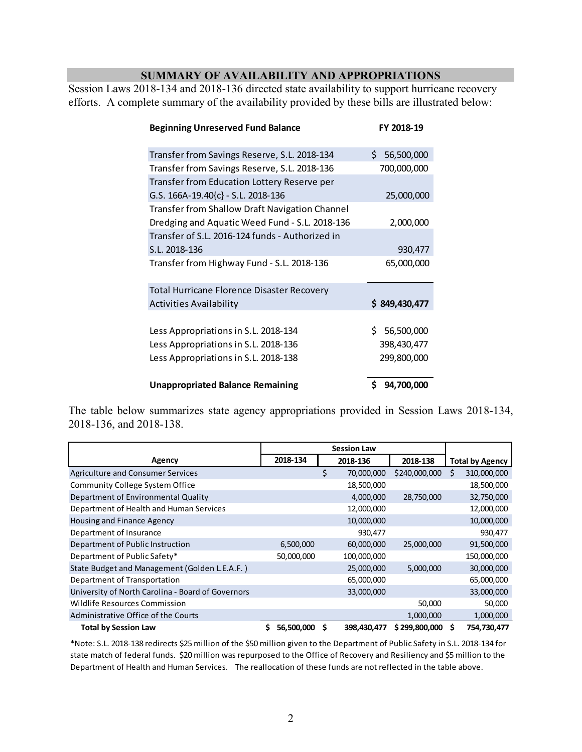## SUMMARY OF AVAILABILITY AND APPROPRIATIONS

Session Laws 2018-134 and 2018-136 directed state availability to support hurricane recovery efforts. A complete summary of the availability provided by these bills are illustrated below:

| **Beginning Unreserved Fund Balance** | **FY 2018-19** |
|---|---|
| Transfer from Savings Reserve, S.L. 2018-134 | $ 56,500,000 |
| Transfer from Savings Reserve, S.L. 2018-136 | 700,000,000 |
| Transfer from Education Lottery Reserve per G.S. 166A-19.40{c} - S.L. 2018-136 | 25,000,000 |
| Transfer from Shallow Draft Navigation Channel Dredging and Aquatic Weed Fund - S.L. 2018-136 | 2,000,000 |
| Transfer of S.L. 2016-124 funds - Authorized in S.L. 2018-136 | 930,477 |
| Transfer from Highway Fund - S.L. 2018-136 | 65,000,000 |
| Total Hurricane Florence Disaster Recovery Activities Availability | **$ 849,430,477** |
| Less Appropriations in S.L. 2018-134 | $ 56,500,000 |
| Less Appropriations in S.L. 2018-136 | 398,430,477 |
| Less Appropriations in S.L. 2018-138 | 299,800,000 |
| **Unappropriated Balance Remaining** | **$ 94,700,000** |

The table below summarizes state agency appropriations provided in Session Laws 2018-134, 2018-136, and 2018-138.

| | Session Law | | | |
|---|---|---|---|---|
| **Agency** | **2018-134** | **2018-136** | **2018-138** | **Total by Agency** |
| Agriculture and Consumer Services | | $ 70,000,000 | $240,000,000 | $ 310,000,000 |
| Community College System Office | | 18,500,000 | | 18,500,000 |
| Department of Environmental Quality | | 4,000,000 | 28,750,000 | 32,750,000 |
| Department of Health and Human Services | | 12,000,000 | | 12,000,000 |
| Housing and Finance Agency | | 10,000,000 | | 10,000,000 |
| Department of Insurance | | 930,477 | | 930,477 |
| Department of Public Instruction | 6,500,000 | 60,000,000 | 25,000,000 | 91,500,000 |
| Department of Public Safety* | 50,000,000 | 100,000,000 | | 150,000,000 |
| State Budget and Management (Golden L.E.A.F. ) | | 25,000,000 | 5,000,000 | 30,000,000 |
| Department of Transportation | | 65,000,000 | | 65,000,000 |
| University of North Carolina - Board of Governors | | 33,000,000 | | 33,000,000 |
| Wildlife Resources Commission | | | 50,000 | 50,000 |
| Administrative Office of the Courts | | | 1,000,000 | 1,000,000 |
| **Total by Session Law** | **$ 56,500,000** | **$ 398,430,477** | **$ 299,800,000** | **$ 754,730,477** |

*Note: S.L. 2018-138 redirects $25 million of the $50 million given to the Department of Public Safety in S.L. 2018-134 for state match of federal funds. $20 million was repurposed to the Office of Recovery and Resiliency and $5 million to the Department of Health and Human Services. The reallocation of these funds are not reflected in the table above.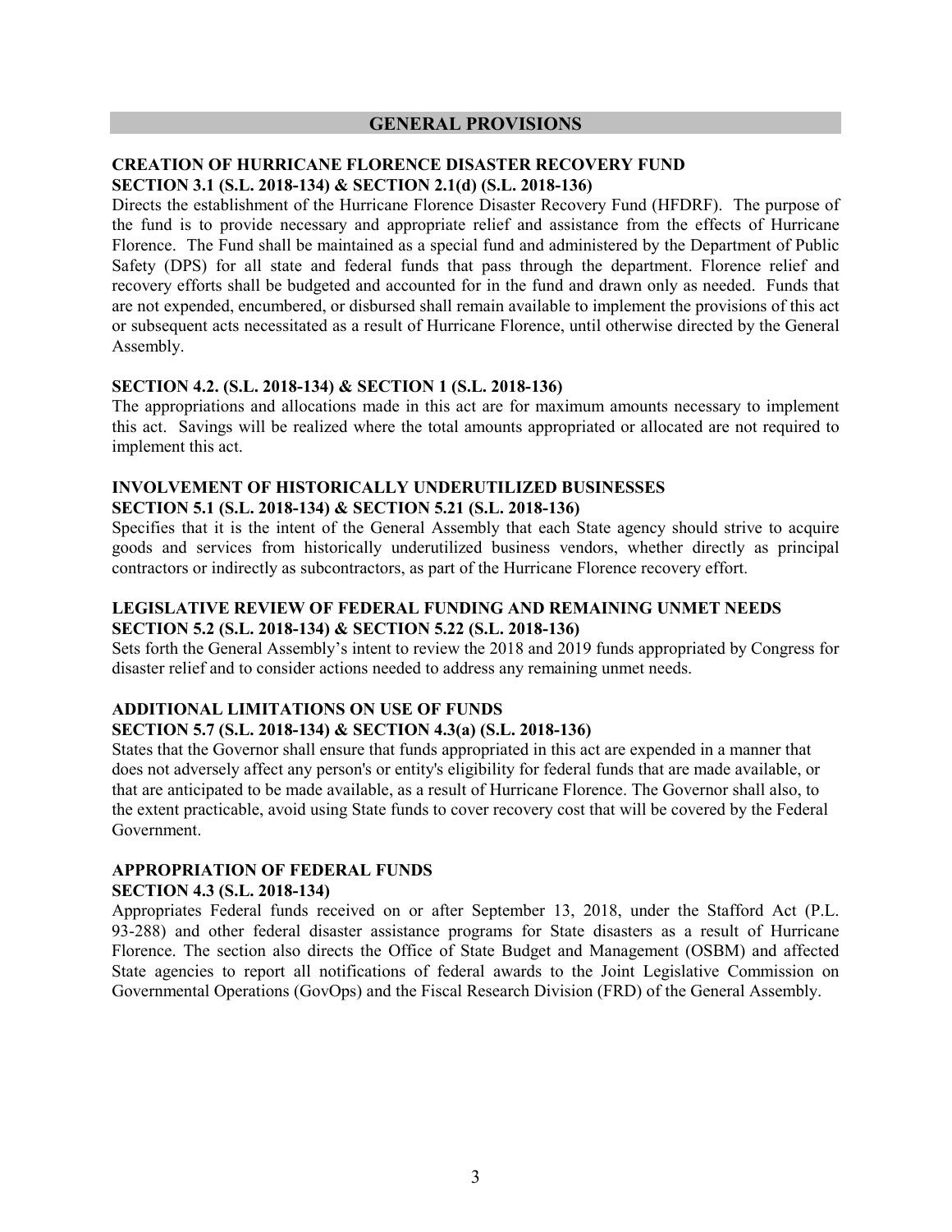## GENERAL PROVISIONS

### CREATION OF HURRICANE FLORENCE DISASTER RECOVERY FUND
### SECTION 3.1 (S.L. 2018-134) & SECTION 2.1(d) (S.L. 2018-136)

Directs the establishment of the Hurricane Florence Disaster Recovery Fund (HFDRF). The purpose of the fund is to provide necessary and appropriate relief and assistance from the effects of Hurricane Florence. The Fund shall be maintained as a special fund and administered by the Department of Public Safety (DPS) for all state and federal funds that pass through the department. Florence relief and recovery efforts shall be budgeted and accounted for in the fund and drawn only as needed. Funds that are not expended, encumbered, or disbursed shall remain available to implement the provisions of this act or subsequent acts necessitated as a result of Hurricane Florence, until otherwise directed by the General Assembly.

### SECTION 4.2. (S.L. 2018-134) & SECTION 1 (S.L. 2018-136)

The appropriations and allocations made in this act are for maximum amounts necessary to implement this act. Savings will be realized where the total amounts appropriated or allocated are not required to implement this act.

### INVOLVEMENT OF HISTORICALLY UNDERUTILIZED BUSINESSES
### SECTION 5.1 (S.L. 2018-134) & SECTION 5.21 (S.L. 2018-136)

Specifies that it is the intent of the General Assembly that each State agency should strive to acquire goods and services from historically underutilized business vendors, whether directly as principal contractors or indirectly as subcontractors, as part of the Hurricane Florence recovery effort.

### LEGISLATIVE REVIEW OF FEDERAL FUNDING AND REMAINING UNMET NEEDS
### SECTION 5.2 (S.L. 2018-134) & SECTION 5.22 (S.L. 2018-136)

Sets forth the General Assembly's intent to review the 2018 and 2019 funds appropriated by Congress for disaster relief and to consider actions needed to address any remaining unmet needs.

### ADDITIONAL LIMITATIONS ON USE OF FUNDS
### SECTION 5.7 (S.L. 2018-134) & SECTION 4.3(a) (S.L. 2018-136)

States that the Governor shall ensure that funds appropriated in this act are expended in a manner that does not adversely affect any person's or entity's eligibility for federal funds that are made available, or that are anticipated to be made available, as a result of Hurricane Florence. The Governor shall also, to the extent practicable, avoid using State funds to cover recovery cost that will be covered by the Federal Government.

### APPROPRIATION OF FEDERAL FUNDS
### SECTION 4.3 (S.L. 2018-134)

Appropriates Federal funds received on or after September 13, 2018, under the Stafford Act (P.L. 93-288) and other federal disaster assistance programs for State disasters as a result of Hurricane Florence. The section also directs the Office of State Budget and Management (OSBM) and affected State agencies to report all notifications of federal awards to the Joint Legislative Commission on Governmental Operations (GovOps) and the Fiscal Research Division (FRD) of the General Assembly.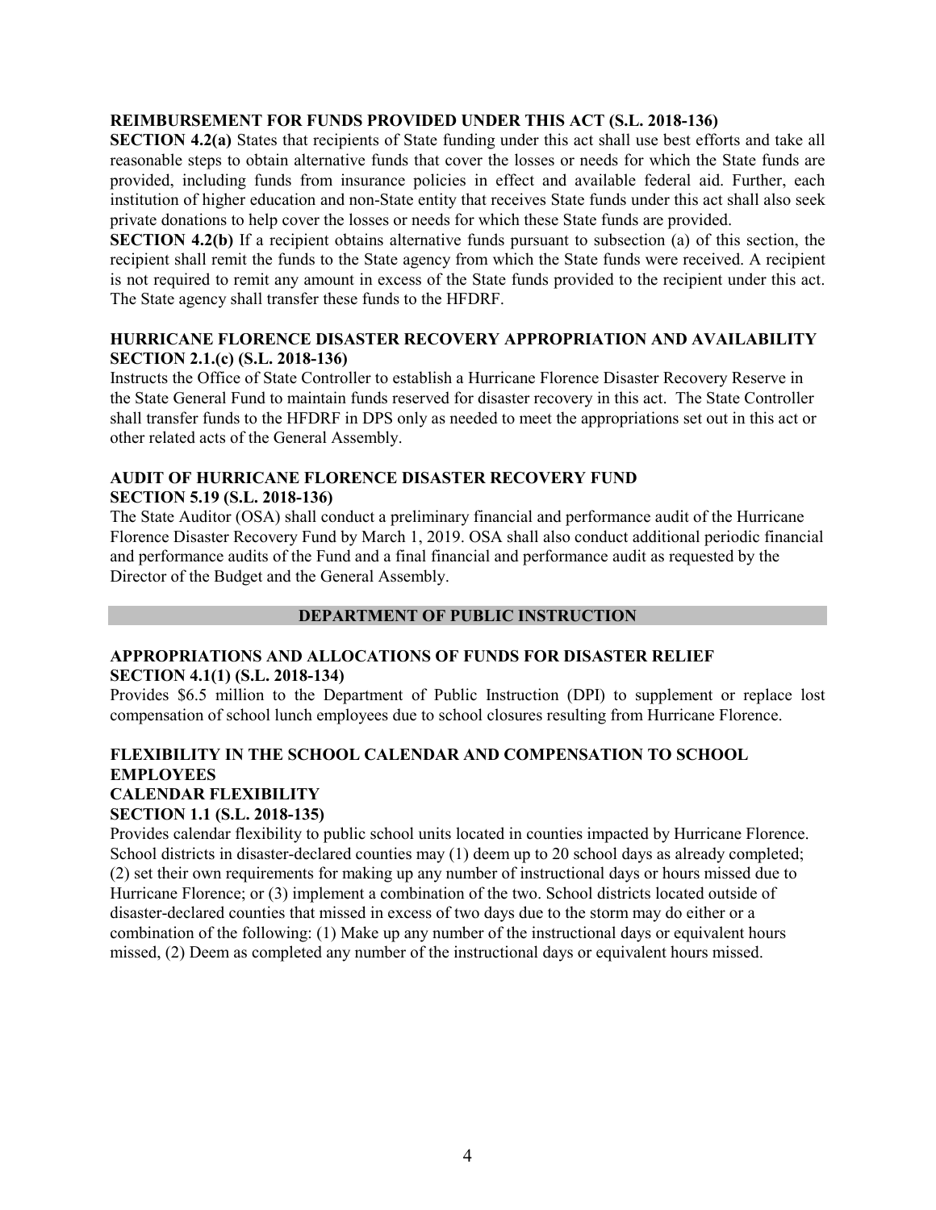**REIMBURSEMENT FOR FUNDS PROVIDED UNDER THIS ACT (S.L. 2018-136)**

**SECTION 4.2(a)** States that recipients of State funding under this act shall use best efforts and take all reasonable steps to obtain alternative funds that cover the losses or needs for which the State funds are provided, including funds from insurance policies in effect and available federal aid. Further, each institution of higher education and non-State entity that receives State funds under this act shall also seek private donations to help cover the losses or needs for which these State funds are provided.

**SECTION 4.2(b)** If a recipient obtains alternative funds pursuant to subsection (a) of this section, the recipient shall remit the funds to the State agency from which the State funds were received. A recipient is not required to remit any amount in excess of the State funds provided to the recipient under this act. The State agency shall transfer these funds to the HFDRF.

**HURRICANE FLORENCE DISASTER RECOVERY APPROPRIATION AND AVAILABILITY SECTION 2.1.(c) (S.L. 2018-136)**

Instructs the Office of State Controller to establish a Hurricane Florence Disaster Recovery Reserve in the State General Fund to maintain funds reserved for disaster recovery in this act. The State Controller shall transfer funds to the HFDRF in DPS only as needed to meet the appropriations set out in this act or other related acts of the General Assembly.

**AUDIT OF HURRICANE FLORENCE DISASTER RECOVERY FUND**
**SECTION 5.19 (S.L. 2018-136)**

The State Auditor (OSA) shall conduct a preliminary financial and performance audit of the Hurricane Florence Disaster Recovery Fund by March 1, 2019. OSA shall also conduct additional periodic financial and performance audits of the Fund and a final financial and performance audit as requested by the Director of the Budget and the General Assembly.

## DEPARTMENT OF PUBLIC INSTRUCTION

**APPROPRIATIONS AND ALLOCATIONS OF FUNDS FOR DISASTER RELIEF**
**SECTION 4.1(1) (S.L. 2018-134)**

Provides \$6.5 million to the Department of Public Instruction (DPI) to supplement or replace lost compensation of school lunch employees due to school closures resulting from Hurricane Florence.

**FLEXIBILITY IN THE SCHOOL CALENDAR AND COMPENSATION TO SCHOOL EMPLOYEES**
**CALENDAR FLEXIBILITY**
**SECTION 1.1 (S.L. 2018-135)**

Provides calendar flexibility to public school units located in counties impacted by Hurricane Florence. School districts in disaster-declared counties may (1) deem up to 20 school days as already completed; (2) set their own requirements for making up any number of instructional days or hours missed due to Hurricane Florence; or (3) implement a combination of the two. School districts located outside of disaster-declared counties that missed in excess of two days due to the storm may do either or a combination of the following: (1) Make up any number of the instructional days or equivalent hours missed, (2) Deem as completed any number of the instructional days or equivalent hours missed.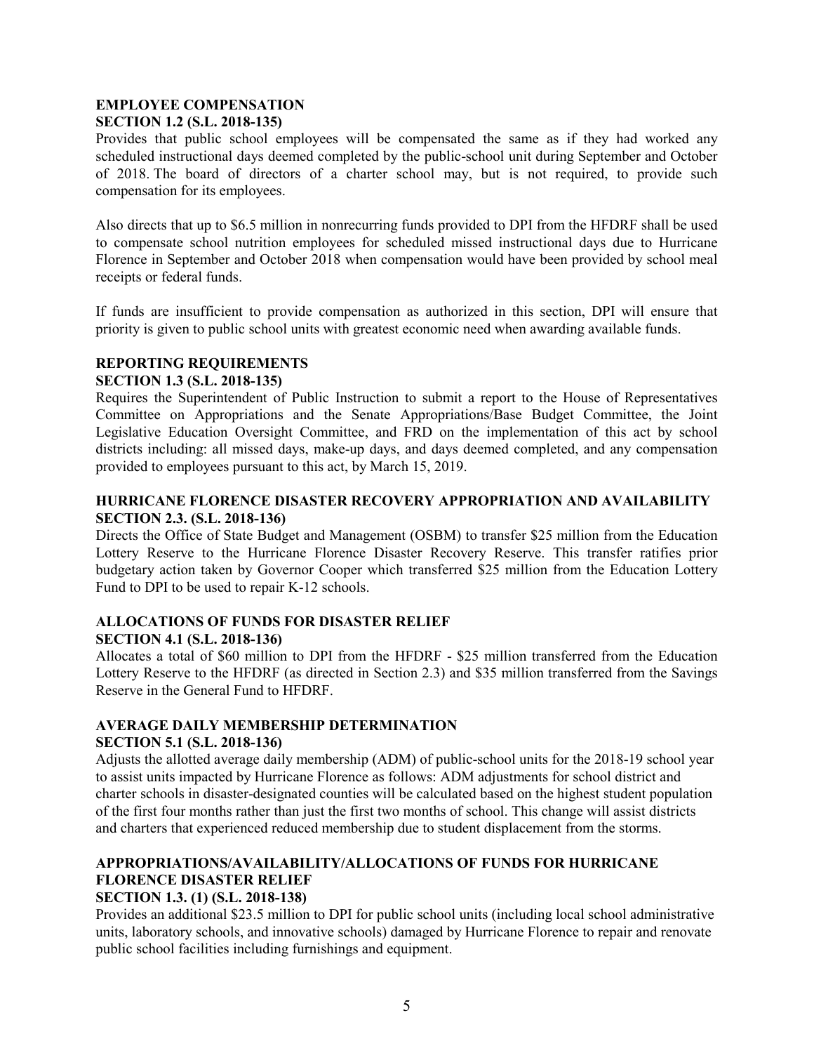**EMPLOYEE COMPENSATION**
**SECTION 1.2 (S.L. 2018-135)**

Provides that public school employees will be compensated the same as if they had worked any scheduled instructional days deemed completed by the public-school unit during September and October of 2018. The board of directors of a charter school may, but is not required, to provide such compensation for its employees.

Also directs that up to $6.5 million in nonrecurring funds provided to DPI from the HFDRF shall be used to compensate school nutrition employees for scheduled missed instructional days due to Hurricane Florence in September and October 2018 when compensation would have been provided by school meal receipts or federal funds.

If funds are insufficient to provide compensation as authorized in this section, DPI will ensure that priority is given to public school units with greatest economic need when awarding available funds.

**REPORTING REQUIREMENTS**
**SECTION 1.3 (S.L. 2018-135)**

Requires the Superintendent of Public Instruction to submit a report to the House of Representatives Committee on Appropriations and the Senate Appropriations/Base Budget Committee, the Joint Legislative Education Oversight Committee, and FRD on the implementation of this act by school districts including: all missed days, make-up days, and days deemed completed, and any compensation provided to employees pursuant to this act, by March 15, 2019.

**HURRICANE FLORENCE DISASTER RECOVERY APPROPRIATION AND AVAILABILITY**
**SECTION 2.3. (S.L. 2018-136)**

Directs the Office of State Budget and Management (OSBM) to transfer $25 million from the Education Lottery Reserve to the Hurricane Florence Disaster Recovery Reserve. This transfer ratifies prior budgetary action taken by Governor Cooper which transferred $25 million from the Education Lottery Fund to DPI to be used to repair K-12 schools.

**ALLOCATIONS OF FUNDS FOR DISASTER RELIEF**
**SECTION 4.1 (S.L. 2018-136)**

Allocates a total of $60 million to DPI from the HFDRF - $25 million transferred from the Education Lottery Reserve to the HFDRF (as directed in Section 2.3) and $35 million transferred from the Savings Reserve in the General Fund to HFDRF.

**AVERAGE DAILY MEMBERSHIP DETERMINATION**
**SECTION 5.1 (S.L. 2018-136)**

Adjusts the allotted average daily membership (ADM) of public-school units for the 2018-19 school year to assist units impacted by Hurricane Florence as follows: ADM adjustments for school district and charter schools in disaster-designated counties will be calculated based on the highest student population of the first four months rather than just the first two months of school. This change will assist districts and charters that experienced reduced membership due to student displacement from the storms.

**APPROPRIATIONS/AVAILABILITY/ALLOCATIONS OF FUNDS FOR HURRICANE FLORENCE DISASTER RELIEF**
**SECTION 1.3. (1) (S.L. 2018-138)**

Provides an additional $23.5 million to DPI for public school units (including local school administrative units, laboratory schools, and innovative schools) damaged by Hurricane Florence to repair and renovate public school facilities including furnishings and equipment.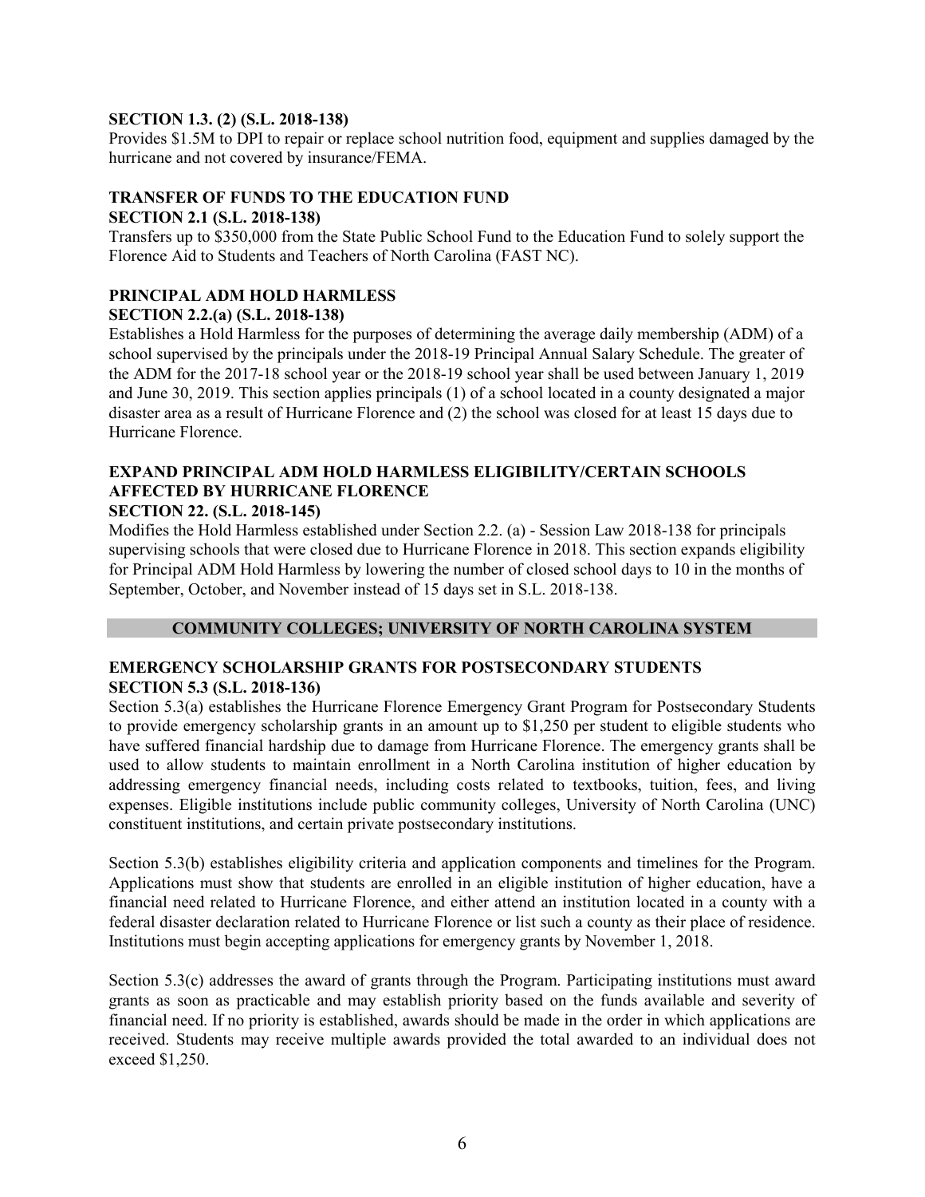**SECTION 1.3. (2) (S.L. 2018-138)**

Provides $1.5M to DPI to repair or replace school nutrition food, equipment and supplies damaged by the hurricane and not covered by insurance/FEMA.

**TRANSFER OF FUNDS TO THE EDUCATION FUND**

**SECTION 2.1 (S.L. 2018-138)**

Transfers up to $350,000 from the State Public School Fund to the Education Fund to solely support the Florence Aid to Students and Teachers of North Carolina (FAST NC).

**PRINCIPAL ADM HOLD HARMLESS**

**SECTION 2.2.(a) (S.L. 2018-138)**

Establishes a Hold Harmless for the purposes of determining the average daily membership (ADM) of a school supervised by the principals under the 2018-19 Principal Annual Salary Schedule. The greater of the ADM for the 2017-18 school year or the 2018-19 school year shall be used between January 1, 2019 and June 30, 2019. This section applies principals (1) of a school located in a county designated a major disaster area as a result of Hurricane Florence and (2) the school was closed for at least 15 days due to Hurricane Florence.

**EXPAND PRINCIPAL ADM HOLD HARMLESS ELIGIBILITY/CERTAIN SCHOOLS AFFECTED BY HURRICANE FLORENCE**

**SECTION 22. (S.L. 2018-145)**

Modifies the Hold Harmless established under Section 2.2. (a) - Session Law 2018-138 for principals supervising schools that were closed due to Hurricane Florence in 2018. This section expands eligibility for Principal ADM Hold Harmless by lowering the number of closed school days to 10 in the months of September, October, and November instead of 15 days set in S.L. 2018-138.

## COMMUNITY COLLEGES; UNIVERSITY OF NORTH CAROLINA SYSTEM

**EMERGENCY SCHOLARSHIP GRANTS FOR POSTSECONDARY STUDENTS**

**SECTION 5.3 (S.L. 2018-136)**

Section 5.3(a) establishes the Hurricane Florence Emergency Grant Program for Postsecondary Students to provide emergency scholarship grants in an amount up to $1,250 per student to eligible students who have suffered financial hardship due to damage from Hurricane Florence. The emergency grants shall be used to allow students to maintain enrollment in a North Carolina institution of higher education by addressing emergency financial needs, including costs related to textbooks, tuition, fees, and living expenses. Eligible institutions include public community colleges, University of North Carolina (UNC) constituent institutions, and certain private postsecondary institutions.

Section 5.3(b) establishes eligibility criteria and application components and timelines for the Program. Applications must show that students are enrolled in an eligible institution of higher education, have a financial need related to Hurricane Florence, and either attend an institution located in a county with a federal disaster declaration related to Hurricane Florence or list such a county as their place of residence. Institutions must begin accepting applications for emergency grants by November 1, 2018.

Section 5.3(c) addresses the award of grants through the Program. Participating institutions must award grants as soon as practicable and may establish priority based on the funds available and severity of financial need. If no priority is established, awards should be made in the order in which applications are received. Students may receive multiple awards provided the total awarded to an individual does not exceed $1,250.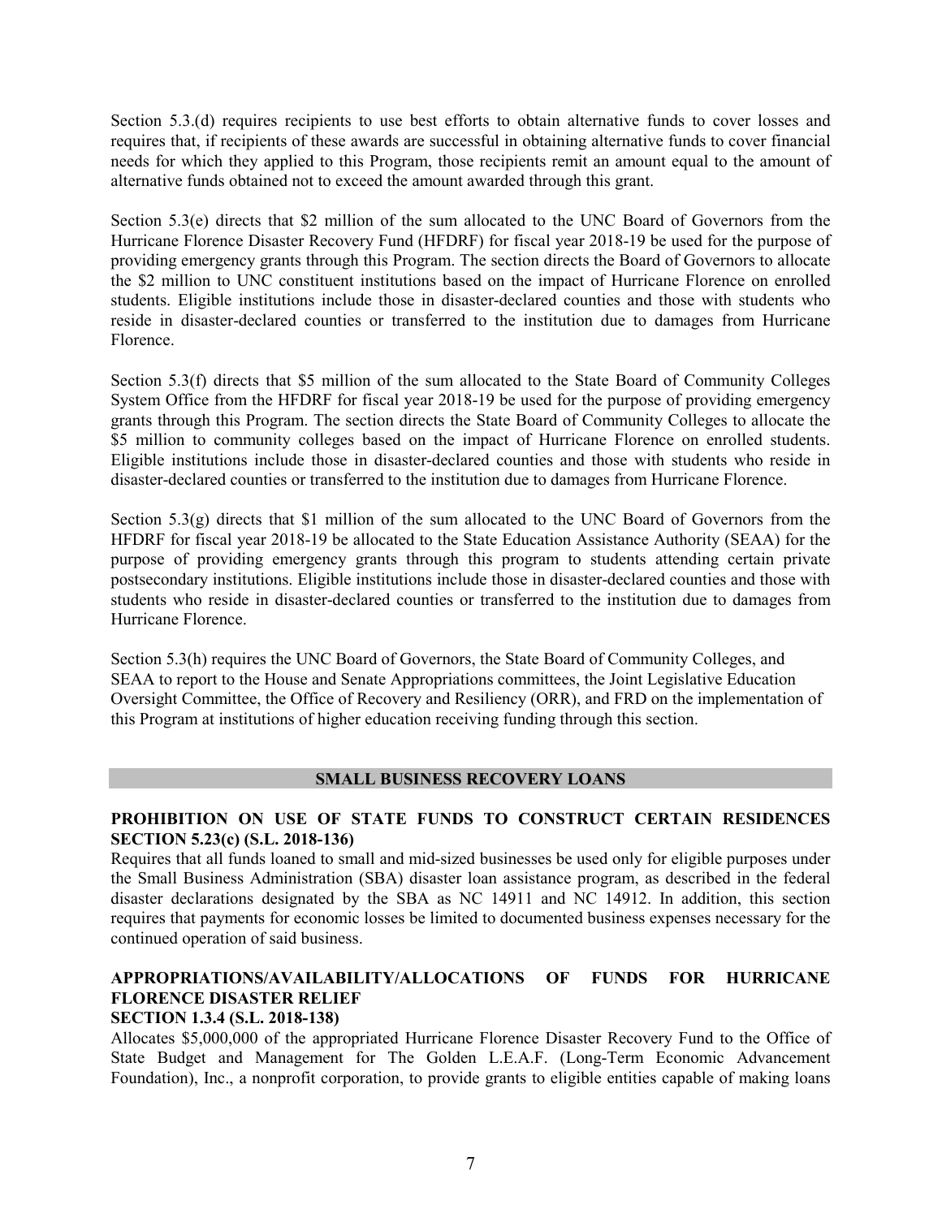Section 5.3.(d) requires recipients to use best efforts to obtain alternative funds to cover losses and requires that, if recipients of these awards are successful in obtaining alternative funds to cover financial needs for which they applied to this Program, those recipients remit an amount equal to the amount of alternative funds obtained not to exceed the amount awarded through this grant.

Section 5.3(e) directs that $2 million of the sum allocated to the UNC Board of Governors from the Hurricane Florence Disaster Recovery Fund (HFDRF) for fiscal year 2018-19 be used for the purpose of providing emergency grants through this Program. The section directs the Board of Governors to allocate the $2 million to UNC constituent institutions based on the impact of Hurricane Florence on enrolled students. Eligible institutions include those in disaster-declared counties and those with students who reside in disaster-declared counties or transferred to the institution due to damages from Hurricane Florence.

Section 5.3(f) directs that $5 million of the sum allocated to the State Board of Community Colleges System Office from the HFDRF for fiscal year 2018-19 be used for the purpose of providing emergency grants through this Program. The section directs the State Board of Community Colleges to allocate the $5 million to community colleges based on the impact of Hurricane Florence on enrolled students. Eligible institutions include those in disaster-declared counties and those with students who reside in disaster-declared counties or transferred to the institution due to damages from Hurricane Florence.

Section 5.3(g) directs that $1 million of the sum allocated to the UNC Board of Governors from the HFDRF for fiscal year 2018-19 be allocated to the State Education Assistance Authority (SEAA) for the purpose of providing emergency grants through this program to students attending certain private postsecondary institutions. Eligible institutions include those in disaster-declared counties and those with students who reside in disaster-declared counties or transferred to the institution due to damages from Hurricane Florence.

Section 5.3(h) requires the UNC Board of Governors, the State Board of Community Colleges, and SEAA to report to the House and Senate Appropriations committees, the Joint Legislative Education Oversight Committee, the Office of Recovery and Resiliency (ORR), and FRD on the implementation of this Program at institutions of higher education receiving funding through this section.

## SMALL BUSINESS RECOVERY LOANS

### PROHIBITION ON USE OF STATE FUNDS TO CONSTRUCT CERTAIN RESIDENCES SECTION 5.23(c) (S.L. 2018-136)

Requires that all funds loaned to small and mid-sized businesses be used only for eligible purposes under the Small Business Administration (SBA) disaster loan assistance program, as described in the federal disaster declarations designated by the SBA as NC 14911 and NC 14912. In addition, this section requires that payments for economic losses be limited to documented business expenses necessary for the continued operation of said business.

### APPROPRIATIONS/AVAILABILITY/ALLOCATIONS OF FUNDS FOR HURRICANE FLORENCE DISASTER RELIEF SECTION 1.3.4 (S.L. 2018-138)

Allocates $5,000,000 of the appropriated Hurricane Florence Disaster Recovery Fund to the Office of State Budget and Management for The Golden L.E.A.F. (Long-Term Economic Advancement Foundation), Inc., a nonprofit corporation, to provide grants to eligible entities capable of making loans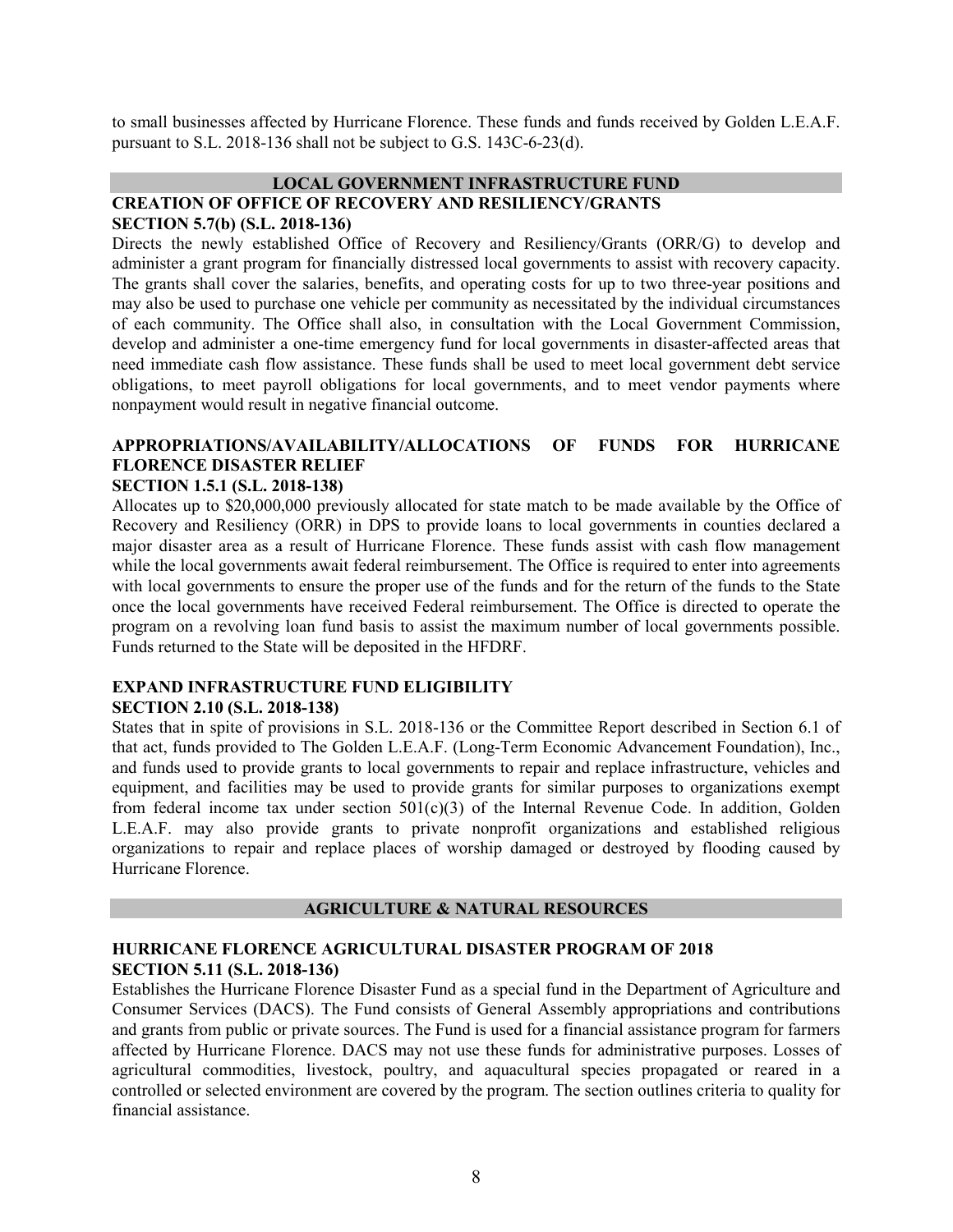to small businesses affected by Hurricane Florence. These funds and funds received by Golden L.E.A.F. pursuant to S.L. 2018-136 shall not be subject to G.S. 143C-6-23(d).

## LOCAL GOVERNMENT INFRASTRUCTURE FUND

### CREATION OF OFFICE OF RECOVERY AND RESILIENCY/GRANTS
### SECTION 5.7(b) (S.L. 2018-136)

Directs the newly established Office of Recovery and Resiliency/Grants (ORR/G) to develop and administer a grant program for financially distressed local governments to assist with recovery capacity. The grants shall cover the salaries, benefits, and operating costs for up to two three-year positions and may also be used to purchase one vehicle per community as necessitated by the individual circumstances of each community. The Office shall also, in consultation with the Local Government Commission, develop and administer a one-time emergency fund for local governments in disaster-affected areas that need immediate cash flow assistance. These funds shall be used to meet local government debt service obligations, to meet payroll obligations for local governments, and to meet vendor payments where nonpayment would result in negative financial outcome.

### APPROPRIATIONS/AVAILABILITY/ALLOCATIONS OF FUNDS FOR HURRICANE FLORENCE DISASTER RELIEF
### SECTION 1.5.1 (S.L. 2018-138)

Allocates up to $20,000,000 previously allocated for state match to be made available by the Office of Recovery and Resiliency (ORR) in DPS to provide loans to local governments in counties declared a major disaster area as a result of Hurricane Florence. These funds assist with cash flow management while the local governments await federal reimbursement. The Office is required to enter into agreements with local governments to ensure the proper use of the funds and for the return of the funds to the State once the local governments have received Federal reimbursement. The Office is directed to operate the program on a revolving loan fund basis to assist the maximum number of local governments possible. Funds returned to the State will be deposited in the HFDRF.

### EXPAND INFRASTRUCTURE FUND ELIGIBILITY
### SECTION 2.10 (S.L. 2018-138)

States that in spite of provisions in S.L. 2018-136 or the Committee Report described in Section 6.1 of that act, funds provided to The Golden L.E.A.F. (Long-Term Economic Advancement Foundation), Inc., and funds used to provide grants to local governments to repair and replace infrastructure, vehicles and equipment, and facilities may be used to provide grants for similar purposes to organizations exempt from federal income tax under section 501(c)(3) of the Internal Revenue Code. In addition, Golden L.E.A.F. may also provide grants to private nonprofit organizations and established religious organizations to repair and replace places of worship damaged or destroyed by flooding caused by Hurricane Florence.

## AGRICULTURE & NATURAL RESOURCES

### HURRICANE FLORENCE AGRICULTURAL DISASTER PROGRAM OF 2018
### SECTION 5.11 (S.L. 2018-136)

Establishes the Hurricane Florence Disaster Fund as a special fund in the Department of Agriculture and Consumer Services (DACS). The Fund consists of General Assembly appropriations and contributions and grants from public or private sources. The Fund is used for a financial assistance program for farmers affected by Hurricane Florence. DACS may not use these funds for administrative purposes. Losses of agricultural commodities, livestock, poultry, and aquacultural species propagated or reared in a controlled or selected environment are covered by the program. The section outlines criteria to quality for financial assistance.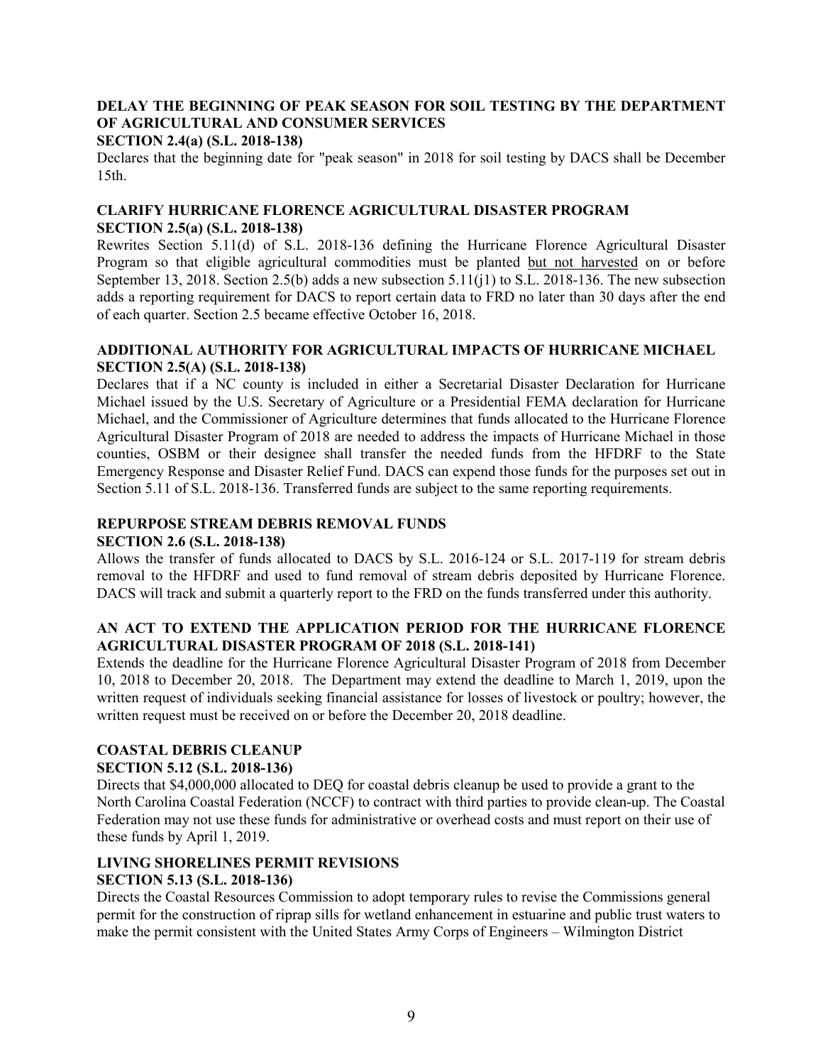**DELAY THE BEGINNING OF PEAK SEASON FOR SOIL TESTING BY THE DEPARTMENT OF AGRICULTURAL AND CONSUMER SERVICES**
**SECTION 2.4(a) (S.L. 2018-138)**

Declares that the beginning date for "peak season" in 2018 for soil testing by DACS shall be December 15th.

**CLARIFY HURRICANE FLORENCE AGRICULTURAL DISASTER PROGRAM**
**SECTION 2.5(a) (S.L. 2018-138)**

Rewrites Section 5.11(d) of S.L. 2018-136 defining the Hurricane Florence Agricultural Disaster Program so that eligible agricultural commodities must be planted <u>but not harvested</u> on or before September 13, 2018. Section 2.5(b) adds a new subsection 5.11(j1) to S.L. 2018-136. The new subsection adds a reporting requirement for DACS to report certain data to FRD no later than 30 days after the end of each quarter. Section 2.5 became effective October 16, 2018.

**ADDITIONAL AUTHORITY FOR AGRICULTURAL IMPACTS OF HURRICANE MICHAEL**
**SECTION 2.5(A) (S.L. 2018-138)**

Declares that if a NC county is included in either a Secretarial Disaster Declaration for Hurricane Michael issued by the U.S. Secretary of Agriculture or a Presidential FEMA declaration for Hurricane Michael, and the Commissioner of Agriculture determines that funds allocated to the Hurricane Florence Agricultural Disaster Program of 2018 are needed to address the impacts of Hurricane Michael in those counties, OSBM or their designee shall transfer the needed funds from the HFDRF to the State Emergency Response and Disaster Relief Fund. DACS can expend those funds for the purposes set out in Section 5.11 of S.L. 2018-136. Transferred funds are subject to the same reporting requirements.

**REPURPOSE STREAM DEBRIS REMOVAL FUNDS**
**SECTION 2.6 (S.L. 2018-138)**

Allows the transfer of funds allocated to DACS by S.L. 2016-124 or S.L. 2017-119 for stream debris removal to the HFDRF and used to fund removal of stream debris deposited by Hurricane Florence. DACS will track and submit a quarterly report to the FRD on the funds transferred under this authority.

**AN ACT TO EXTEND THE APPLICATION PERIOD FOR THE HURRICANE FLORENCE AGRICULTURAL DISASTER PROGRAM OF 2018 (S.L. 2018-141)**

Extends the deadline for the Hurricane Florence Agricultural Disaster Program of 2018 from December 10, 2018 to December 20, 2018. The Department may extend the deadline to March 1, 2019, upon the written request of individuals seeking financial assistance for losses of livestock or poultry; however, the written request must be received on or before the December 20, 2018 deadline.

**COASTAL DEBRIS CLEANUP**
**SECTION 5.12 (S.L. 2018-136)**

Directs that $4,000,000 allocated to DEQ for coastal debris cleanup be used to provide a grant to the North Carolina Coastal Federation (NCCF) to contract with third parties to provide clean-up. The Coastal Federation may not use these funds for administrative or overhead costs and must report on their use of these funds by April 1, 2019.

**LIVING SHORELINES PERMIT REVISIONS**
**SECTION 5.13 (S.L. 2018-136)**

Directs the Coastal Resources Commission to adopt temporary rules to revise the Commissions general permit for the construction of riprap sills for wetland enhancement in estuarine and public trust waters to make the permit consistent with the United States Army Corps of Engineers – Wilmington District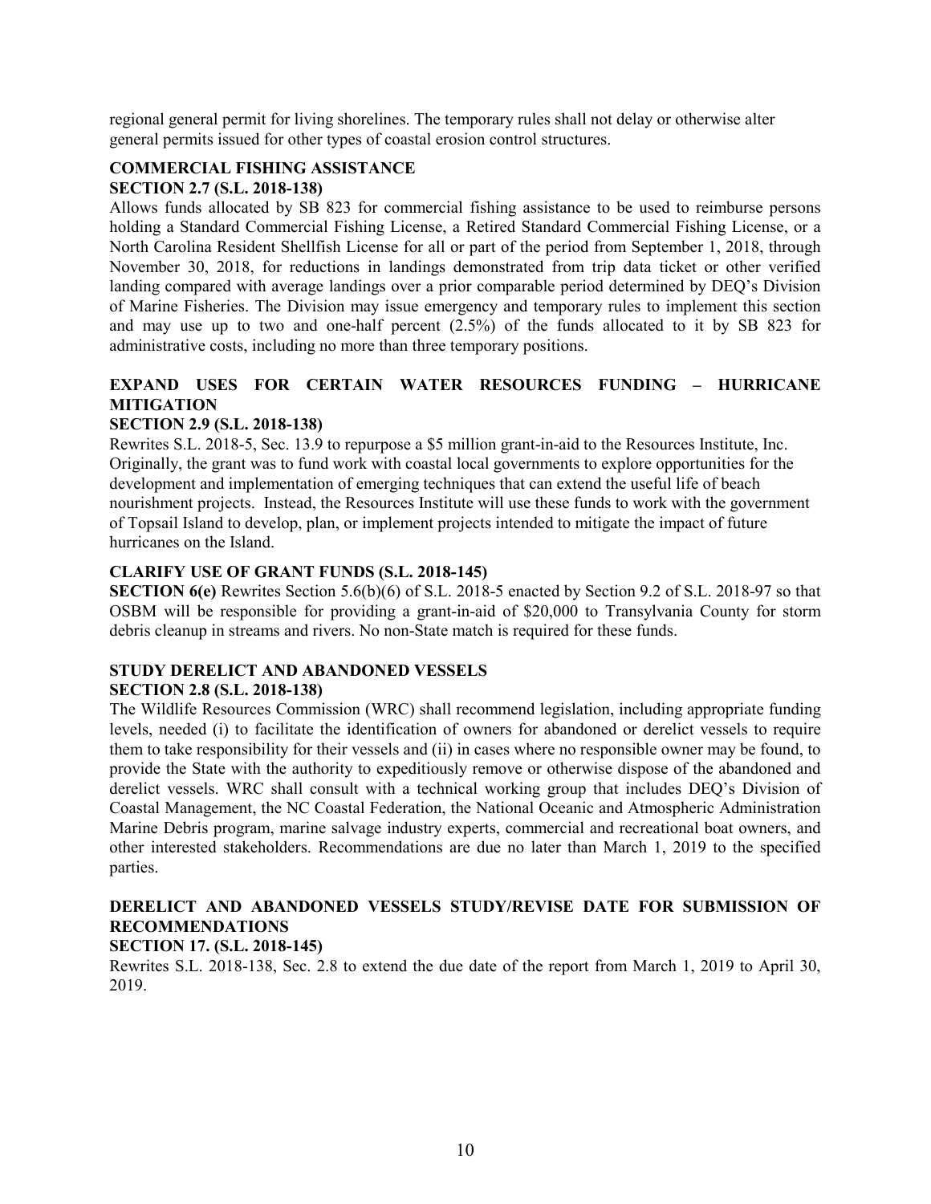regional general permit for living shorelines. The temporary rules shall not delay or otherwise alter general permits issued for other types of coastal erosion control structures.

**COMMERCIAL FISHING ASSISTANCE**
**SECTION 2.7 (S.L. 2018-138)**

Allows funds allocated by SB 823 for commercial fishing assistance to be used to reimburse persons holding a Standard Commercial Fishing License, a Retired Standard Commercial Fishing License, or a North Carolina Resident Shellfish License for all or part of the period from September 1, 2018, through November 30, 2018, for reductions in landings demonstrated from trip data ticket or other verified landing compared with average landings over a prior comparable period determined by DEQ's Division of Marine Fisheries. The Division may issue emergency and temporary rules to implement this section and may use up to two and one-half percent (2.5%) of the funds allocated to it by SB 823 for administrative costs, including no more than three temporary positions.

**EXPAND USES FOR CERTAIN WATER RESOURCES FUNDING – HURRICANE MITIGATION**
**SECTION 2.9 (S.L. 2018-138)**

Rewrites S.L. 2018-5, Sec. 13.9 to repurpose a $5 million grant-in-aid to the Resources Institute, Inc. Originally, the grant was to fund work with coastal local governments to explore opportunities for the development and implementation of emerging techniques that can extend the useful life of beach nourishment projects. Instead, the Resources Institute will use these funds to work with the government of Topsail Island to develop, plan, or implement projects intended to mitigate the impact of future hurricanes on the Island.

**CLARIFY USE OF GRANT FUNDS (S.L. 2018-145)**

**SECTION 6(e)** Rewrites Section 5.6(b)(6) of S.L. 2018-5 enacted by Section 9.2 of S.L. 2018-97 so that OSBM will be responsible for providing a grant-in-aid of $20,000 to Transylvania County for storm debris cleanup in streams and rivers. No non-State match is required for these funds.

**STUDY DERELICT AND ABANDONED VESSELS**
**SECTION 2.8 (S.L. 2018-138)**

The Wildlife Resources Commission (WRC) shall recommend legislation, including appropriate funding levels, needed (i) to facilitate the identification of owners for abandoned or derelict vessels to require them to take responsibility for their vessels and (ii) in cases where no responsible owner may be found, to provide the State with the authority to expeditiously remove or otherwise dispose of the abandoned and derelict vessels. WRC shall consult with a technical working group that includes DEQ's Division of Coastal Management, the NC Coastal Federation, the National Oceanic and Atmospheric Administration Marine Debris program, marine salvage industry experts, commercial and recreational boat owners, and other interested stakeholders. Recommendations are due no later than March 1, 2019 to the specified parties.

**DERELICT AND ABANDONED VESSELS STUDY/REVISE DATE FOR SUBMISSION OF RECOMMENDATIONS**
**SECTION 17. (S.L. 2018-145)**

Rewrites S.L. 2018-138, Sec. 2.8 to extend the due date of the report from March 1, 2019 to April 30, 2019.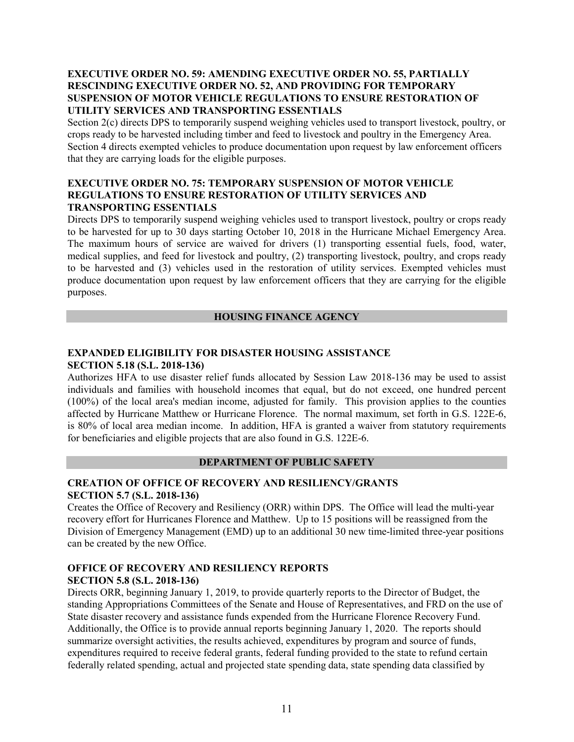### EXECUTIVE ORDER NO. 59: AMENDING EXECUTIVE ORDER NO. 55, PARTIALLY RESCINDING EXECUTIVE ORDER NO. 52, AND PROVIDING FOR TEMPORARY SUSPENSION OF MOTOR VEHICLE REGULATIONS TO ENSURE RESTORATION OF UTILITY SERVICES AND TRANSPORTING ESSENTIALS

Section 2(c) directs DPS to temporarily suspend weighing vehicles used to transport livestock, poultry, or crops ready to be harvested including timber and feed to livestock and poultry in the Emergency Area. Section 4 directs exempted vehicles to produce documentation upon request by law enforcement officers that they are carrying loads for the eligible purposes.

### EXECUTIVE ORDER NO. 75: TEMPORARY SUSPENSION OF MOTOR VEHICLE REGULATIONS TO ENSURE RESTORATION OF UTILITY SERVICES AND TRANSPORTING ESSENTIALS

Directs DPS to temporarily suspend weighing vehicles used to transport livestock, poultry or crops ready to be harvested for up to 30 days starting October 10, 2018 in the Hurricane Michael Emergency Area. The maximum hours of service are waived for drivers (1) transporting essential fuels, food, water, medical supplies, and feed for livestock and poultry, (2) transporting livestock, poultry, and crops ready to be harvested and (3) vehicles used in the restoration of utility services. Exempted vehicles must produce documentation upon request by law enforcement officers that they are carrying for the eligible purposes.

## HOUSING FINANCE AGENCY

### EXPANDED ELIGIBILITY FOR DISASTER HOUSING ASSISTANCE
### SECTION 5.18 (S.L. 2018-136)

Authorizes HFA to use disaster relief funds allocated by Session Law 2018-136 may be used to assist individuals and families with household incomes that equal, but do not exceed, one hundred percent (100%) of the local area's median income, adjusted for family. This provision applies to the counties affected by Hurricane Matthew or Hurricane Florence. The normal maximum, set forth in G.S. 122E-6, is 80% of local area median income. In addition, HFA is granted a waiver from statutory requirements for beneficiaries and eligible projects that are also found in G.S. 122E-6.

## DEPARTMENT OF PUBLIC SAFETY

### CREATION OF OFFICE OF RECOVERY AND RESILIENCY/GRANTS
### SECTION 5.7 (S.L. 2018-136)

Creates the Office of Recovery and Resiliency (ORR) within DPS. The Office will lead the multi-year recovery effort for Hurricanes Florence and Matthew. Up to 15 positions will be reassigned from the Division of Emergency Management (EMD) up to an additional 30 new time-limited three-year positions can be created by the new Office.

### OFFICE OF RECOVERY AND RESILIENCY REPORTS
### SECTION 5.8 (S.L. 2018-136)

Directs ORR, beginning January 1, 2019, to provide quarterly reports to the Director of Budget, the standing Appropriations Committees of the Senate and House of Representatives, and FRD on the use of State disaster recovery and assistance funds expended from the Hurricane Florence Recovery Fund. Additionally, the Office is to provide annual reports beginning January 1, 2020. The reports should summarize oversight activities, the results achieved, expenditures by program and source of funds, expenditures required to receive federal grants, federal funding provided to the state to refund certain federally related spending, actual and projected state spending data, state spending data classified by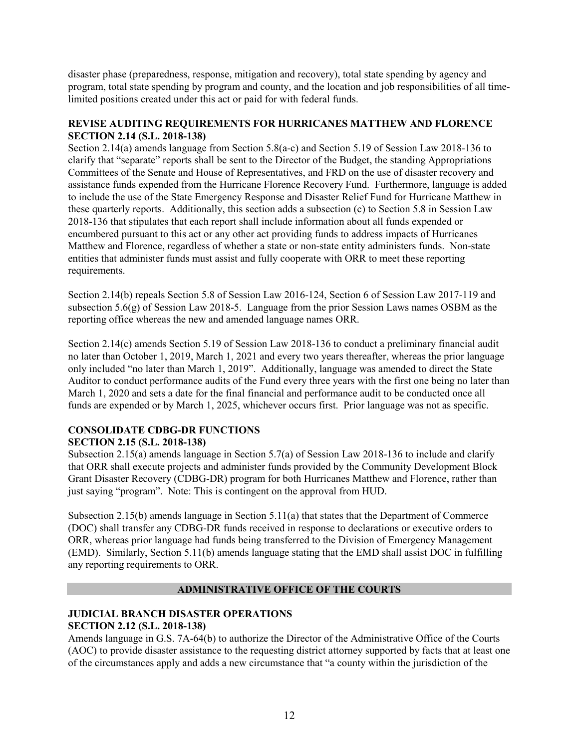disaster phase (preparedness, response, mitigation and recovery), total state spending by agency and program, total state spending by program and county, and the location and job responsibilities of all time-limited positions created under this act or paid for with federal funds.

**REVISE AUDITING REQUIREMENTS FOR HURRICANES MATTHEW AND FLORENCE**
**SECTION 2.14 (S.L. 2018-138)**

Section 2.14(a) amends language from Section 5.8(a-c) and Section 5.19 of Session Law 2018-136 to clarify that "separate" reports shall be sent to the Director of the Budget, the standing Appropriations Committees of the Senate and House of Representatives, and FRD on the use of disaster recovery and assistance funds expended from the Hurricane Florence Recovery Fund. Furthermore, language is added to include the use of the State Emergency Response and Disaster Relief Fund for Hurricane Matthew in these quarterly reports. Additionally, this section adds a subsection (c) to Section 5.8 in Session Law 2018-136 that stipulates that each report shall include information about all funds expended or encumbered pursuant to this act or any other act providing funds to address impacts of Hurricanes Matthew and Florence, regardless of whether a state or non-state entity administers funds. Non-state entities that administer funds must assist and fully cooperate with ORR to meet these reporting requirements.

Section 2.14(b) repeals Section 5.8 of Session Law 2016-124, Section 6 of Session Law 2017-119 and subsection 5.6(g) of Session Law 2018-5. Language from the prior Session Laws names OSBM as the reporting office whereas the new and amended language names ORR.

Section 2.14(c) amends Section 5.19 of Session Law 2018-136 to conduct a preliminary financial audit no later than October 1, 2019, March 1, 2021 and every two years thereafter, whereas the prior language only included "no later than March 1, 2019". Additionally, language was amended to direct the State Auditor to conduct performance audits of the Fund every three years with the first one being no later than March 1, 2020 and sets a date for the final financial and performance audit to be conducted once all funds are expended or by March 1, 2025, whichever occurs first. Prior language was not as specific.

**CONSOLIDATE CDBG-DR FUNCTIONS**
**SECTION 2.15 (S.L. 2018-138)**

Subsection 2.15(a) amends language in Section 5.7(a) of Session Law 2018-136 to include and clarify that ORR shall execute projects and administer funds provided by the Community Development Block Grant Disaster Recovery (CDBG-DR) program for both Hurricanes Matthew and Florence, rather than just saying "program". Note: This is contingent on the approval from HUD.

Subsection 2.15(b) amends language in Section 5.11(a) that states that the Department of Commerce (DOC) shall transfer any CDBG-DR funds received in response to declarations or executive orders to ORR, whereas prior language had funds being transferred to the Division of Emergency Management (EMD). Similarly, Section 5.11(b) amends language stating that the EMD shall assist DOC in fulfilling any reporting requirements to ORR.

## ADMINISTRATIVE OFFICE OF THE COURTS

**JUDICIAL BRANCH DISASTER OPERATIONS**
**SECTION 2.12 (S.L. 2018-138)**

Amends language in G.S. 7A-64(b) to authorize the Director of the Administrative Office of the Courts (AOC) to provide disaster assistance to the requesting district attorney supported by facts that at least one of the circumstances apply and adds a new circumstance that "a county within the jurisdiction of the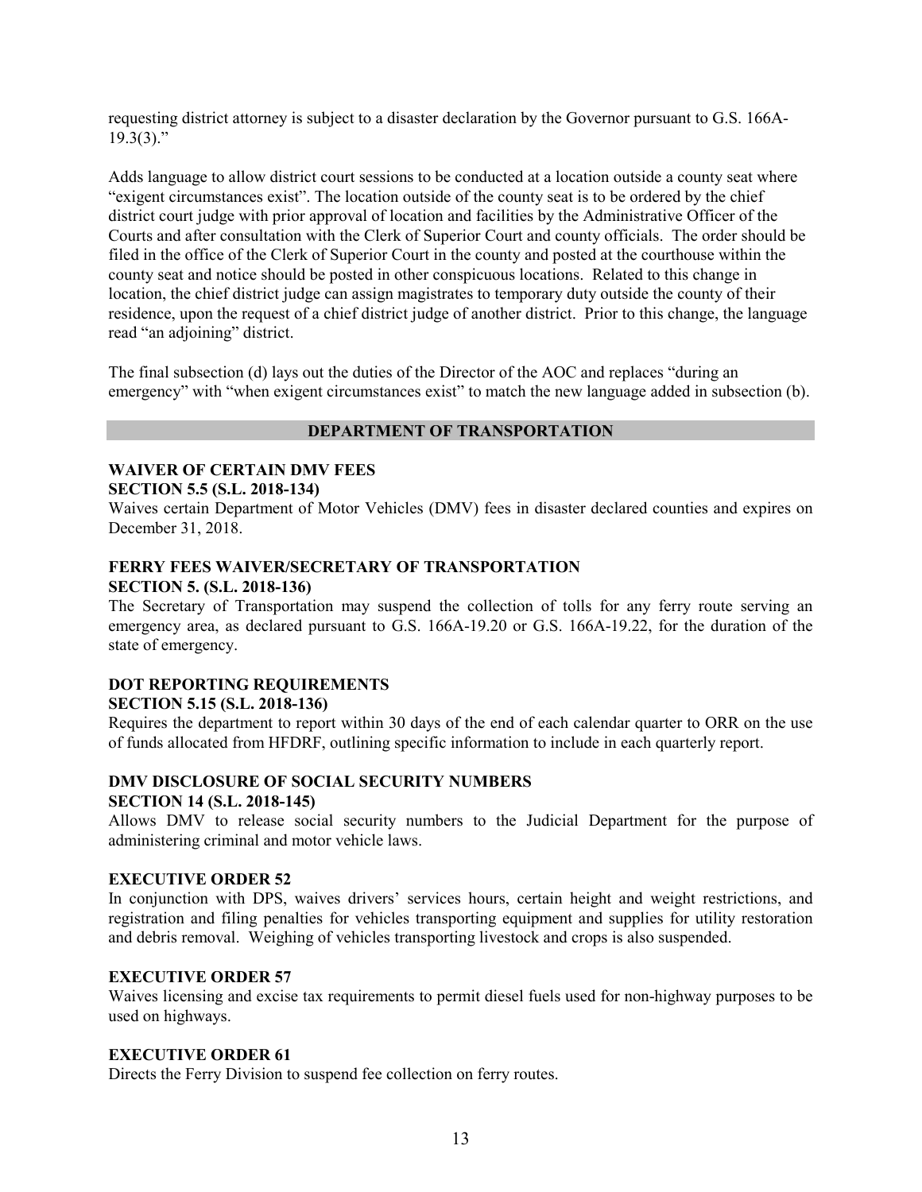requesting district attorney is subject to a disaster declaration by the Governor pursuant to G.S. 166A-19.3(3)."

Adds language to allow district court sessions to be conducted at a location outside a county seat where "exigent circumstances exist". The location outside of the county seat is to be ordered by the chief district court judge with prior approval of location and facilities by the Administrative Officer of the Courts and after consultation with the Clerk of Superior Court and county officials. The order should be filed in the office of the Clerk of Superior Court in the county and posted at the courthouse within the county seat and notice should be posted in other conspicuous locations. Related to this change in location, the chief district judge can assign magistrates to temporary duty outside the county of their residence, upon the request of a chief district judge of another district. Prior to this change, the language read "an adjoining" district.

The final subsection (d) lays out the duties of the Director of the AOC and replaces "during an emergency" with "when exigent circumstances exist" to match the new language added in subsection (b).

## DEPARTMENT OF TRANSPORTATION

**WAIVER OF CERTAIN DMV FEES**
**SECTION 5.5 (S.L. 2018-134)**

Waives certain Department of Motor Vehicles (DMV) fees in disaster declared counties and expires on December 31, 2018.

**FERRY FEES WAIVER/SECRETARY OF TRANSPORTATION**
**SECTION 5. (S.L. 2018-136)**

The Secretary of Transportation may suspend the collection of tolls for any ferry route serving an emergency area, as declared pursuant to G.S. 166A-19.20 or G.S. 166A-19.22, for the duration of the state of emergency.

**DOT REPORTING REQUIREMENTS**
**SECTION 5.15 (S.L. 2018-136)**

Requires the department to report within 30 days of the end of each calendar quarter to ORR on the use of funds allocated from HFDRF, outlining specific information to include in each quarterly report.

**DMV DISCLOSURE OF SOCIAL SECURITY NUMBERS**
**SECTION 14 (S.L. 2018-145)**

Allows DMV to release social security numbers to the Judicial Department for the purpose of administering criminal and motor vehicle laws.

**EXECUTIVE ORDER 52**

In conjunction with DPS, waives drivers' services hours, certain height and weight restrictions, and registration and filing penalties for vehicles transporting equipment and supplies for utility restoration and debris removal. Weighing of vehicles transporting livestock and crops is also suspended.

**EXECUTIVE ORDER 57**

Waives licensing and excise tax requirements to permit diesel fuels used for non-highway purposes to be used on highways.

**EXECUTIVE ORDER 61**

Directs the Ferry Division to suspend fee collection on ferry routes.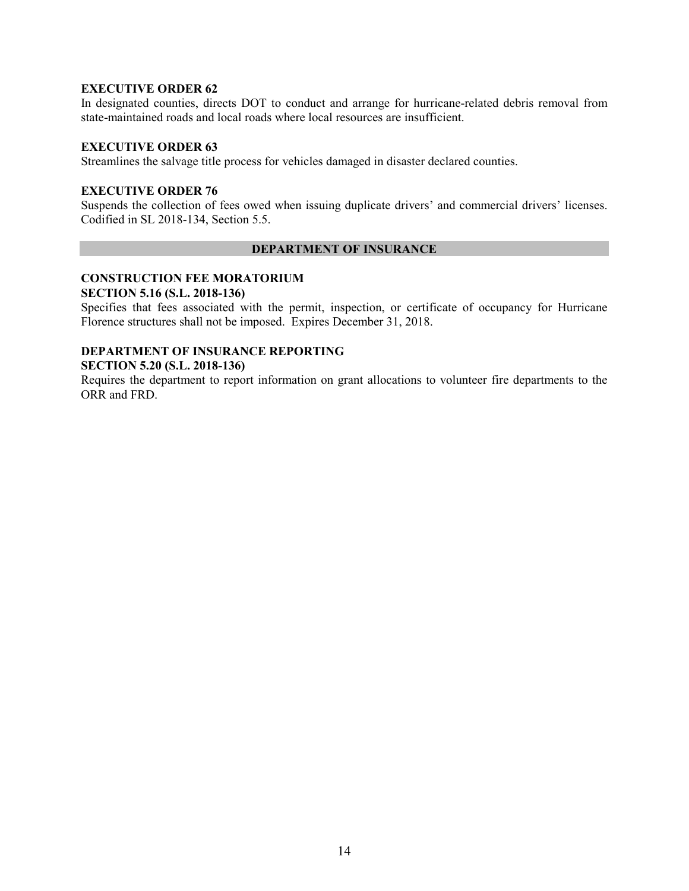**EXECUTIVE ORDER 62**

In designated counties, directs DOT to conduct and arrange for hurricane-related debris removal from state-maintained roads and local roads where local resources are insufficient.

**EXECUTIVE ORDER 63**

Streamlines the salvage title process for vehicles damaged in disaster declared counties.

**EXECUTIVE ORDER 76**

Suspends the collection of fees owed when issuing duplicate drivers' and commercial drivers' licenses. Codified in SL 2018-134, Section 5.5.

## DEPARTMENT OF INSURANCE

**CONSTRUCTION FEE MORATORIUM**
**SECTION 5.16 (S.L. 2018-136)**

Specifies that fees associated with the permit, inspection, or certificate of occupancy for Hurricane Florence structures shall not be imposed. Expires December 31, 2018.

**DEPARTMENT OF INSURANCE REPORTING**
**SECTION 5.20 (S.L. 2018-136)**

Requires the department to report information on grant allocations to volunteer fire departments to the ORR and FRD.